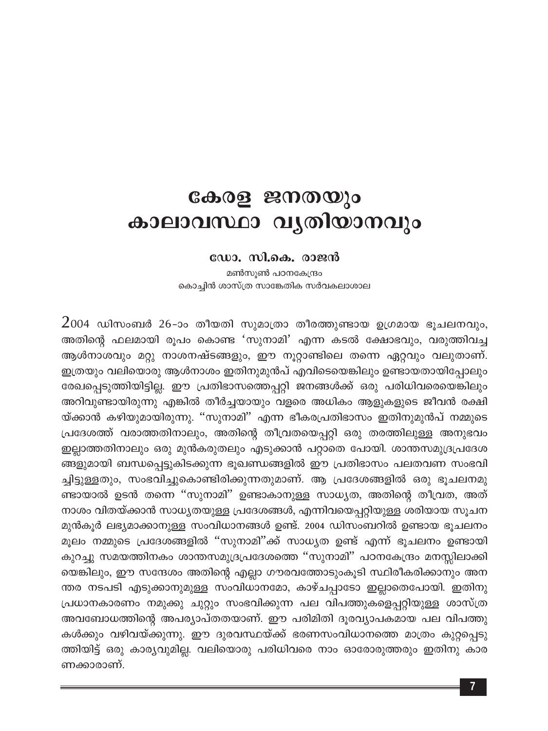# കേരള ജനതയും കാലാവസ്ഥാ വ്യതിയാനവും

**ഡോ. സി.കെ. രാജൻ**

മൺസൂൺ പഠനകേന്ദ്രം
കൊച്ചിൻ ശാസ്ത്ര സാങ്കേതിക സർവകലാശാല

2004 ഡിസംബർ 26-ാം തീയതി സുമാത്രാ തീരത്തുണ്ടായ ഉഗ്രമായ ഭൂചലനവും, അതിന്റെ ഫലമായി രൂപം കൊണ്ട 'സുനാമി' എന്ന കടൽ ക്ഷോഭവും, വരുത്തിവച്ച ആൾനാശവും മറ്റു നാശനഷ്ടങ്ങളും, ഈ നൂറ്റാണ്ടിലെ തന്നെ ഏറ്റവും വലുതാണ്. ഇത്രയും വലിയൊരു ആൾനാശം ഇതിനുമുൻപ് എവിടെയെങ്കിലും ഉണ്ടായതായിപ്പോലും രേഖപ്പെടുത്തിയിട്ടില്ല. ഈ പ്രതിഭാസത്തെപ്പറ്റി ജനങ്ങൾക്ക് ഒരു പരിധിവരെയെങ്കിലും അറിവുണ്ടായിരുന്നു എങ്കിൽ തീർച്ചയായും വളരെ അധികം ആളുകളുടെ ജീവൻ രക്ഷിയ്ക്കാൻ കഴിയുമായിരുന്നു. "സുനാമി" എന്ന ഭീകരപ്രതിഭാസം ഇതിനുമുൻപ് നമ്മുടെ പ്രദേശത്ത് വരാത്തതിനാലും, അതിന്റെ തീവ്രതയെപ്പറ്റി ഒരു തരത്തിലുള്ള അനുഭവം ഇല്ലാത്തതിനാലും ഒരു മുൻകരുതലും എടുക്കാൻ പറ്റാതെ പോയി. ശാന്തസമുദ്രപ്രദേശങ്ങളുമായി ബന്ധപ്പെട്ടുകിടക്കുന്ന ഭൂഖണ്ഡങ്ങളിൽ ഈ പ്രതിഭാസം പലതവണ സംഭവിച്ചിട്ടുള്ളതും, സംഭവിച്ചുകൊണ്ടിരിക്കുന്നതുമാണ്. ആ പ്രദേശങ്ങളിൽ ഒരു ഭൂചലനമുണ്ടായാൽ ഉടൻ തന്നെ "സുനാമി" ഉണ്ടാകാനുള്ള സാധ്യത, അതിന്റെ തീവ്രത, അത് നാശം വിതയ്ക്കാൻ സാധ്യതയുള്ള പ്രദേശങ്ങൾ, എന്നിവയെപ്പറ്റിയുള്ള ശരിയായ സൂചന മുൻകൂർ ലഭ്യമാക്കാനുള്ള സംവിധാനങ്ങൾ ഉണ്ട്. 2004 ഡിസംബറിൽ ഉണ്ടായ ഭൂചലനം മൂലം നമ്മുടെ പ്രദേശങ്ങളിൽ "സുനാമി"ക്ക് സാധ്യത ഉണ്ട് എന്ന് ഭൂചലനം ഉണ്ടായി കുറച്ചു സമയത്തിനകം ശാന്തസമുദ്രപ്രദേശത്തെ "സുനാമി" പഠനകേന്ദ്രം മനസ്സിലാക്കിയെങ്കിലും, ഈ സന്ദേശം അതിന്റെ എല്ലാ ഗൗരവത്തോടുംകൂടി സ്ഥിരീകരിക്കാനും അനന്തര നടപടി എടുക്കാനുമുള്ള സംവിധാനമോ, കാഴ്ചപ്പാടോ ഇല്ലാതെപോയി. ഇതിനു പ്രധാനകാരണം നമുക്കു ചുറ്റും സംഭവിക്കുന്ന പല വിപത്തുകളെപ്പറ്റിയുള്ള ശാസ്ത്ര അവബോധത്തിന്റെ അപര്യാപ്തതയാണ്. ഈ പരിമിതി ദൂരവ്യാപകമായ പല വിപത്തുകൾക്കും വഴിവയ്ക്കുന്നു. ഈ ദുരവസ്ഥയ്ക്ക് ഭരണസംവിധാനത്തെ മാത്രം കുറ്റപ്പെടുത്തിയിട്ട് ഒരു കാര്യവുമില്ല. വലിയൊരു പരിധിവരെ നാം ഓരോരുത്തരും ഇതിനു കാരണക്കാരാണ്.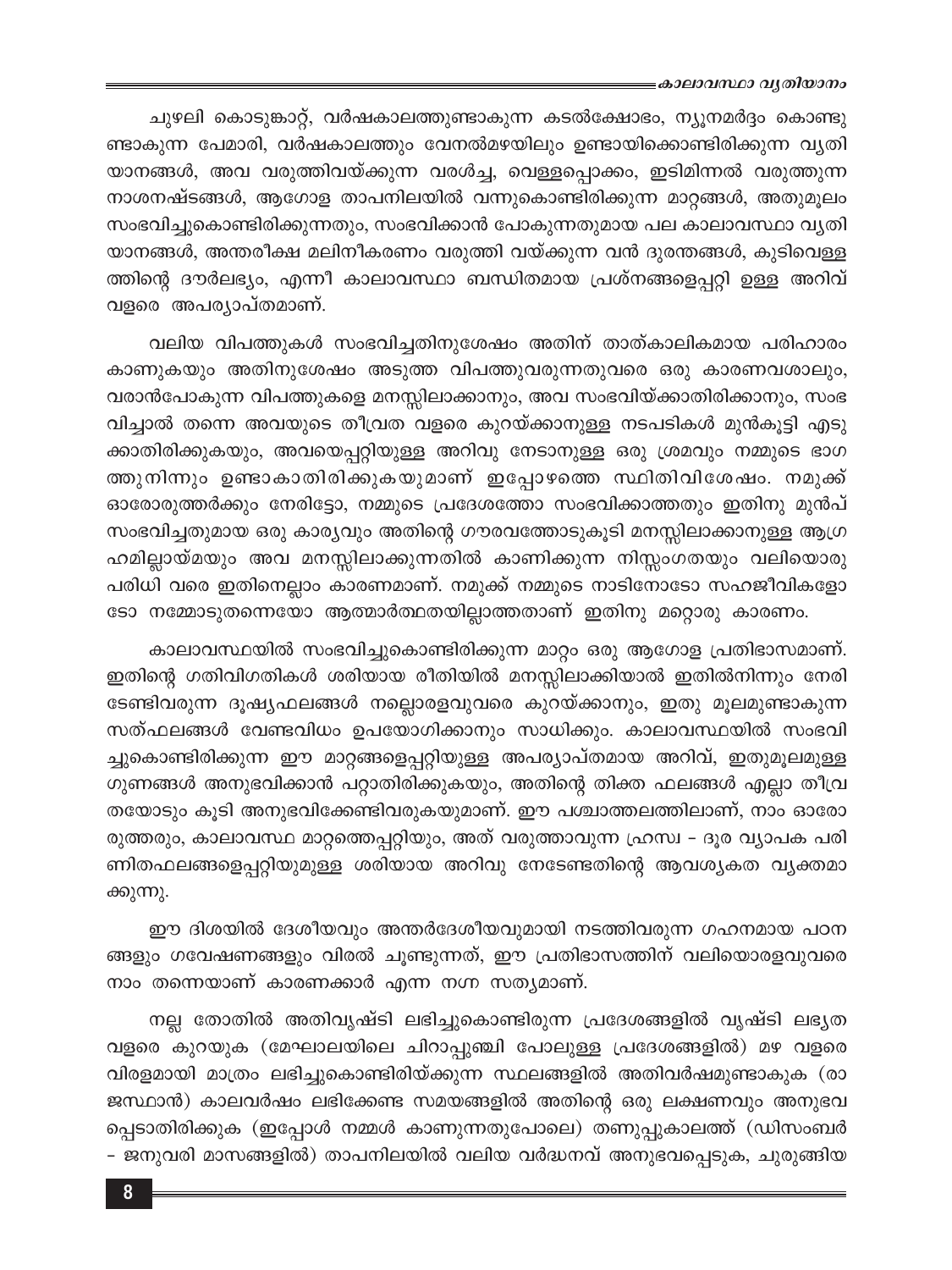ചുഴലി കൊടുങ്കാറ്റ്, വർഷകാലത്തുണ്ടാകുന്ന കടൽക്ഷോഭം, ന്യൂനമർദ്ദം കൊണ്ടുണ്ടാകുന്ന പേമാരി, വർഷകാലത്തും വേനൽമഴയിലും ഉണ്ടായിക്കൊണ്ടിരിക്കുന്ന വ്യതിയാനങ്ങൾ, അവ വരുത്തിവയ്ക്കുന്ന വരൾച്ച, വെള്ളപ്പൊക്കം, ഇടിമിന്നൽ വരുത്തുന്ന നാശനഷ്ടങ്ങൾ, ആഗോള താപനിലയിൽ വന്നുകൊണ്ടിരിക്കുന്ന മാറ്റങ്ങൾ, അതുമൂലം സംഭവിച്ചുകൊണ്ടിരിക്കുന്നതും, സംഭവിക്കാൻ പോകുന്നതുമായ പല കാലാവസ്ഥാ വ്യതിയാനങ്ങൾ, അന്തരീക്ഷ മലിനീകരണം വരുത്തി വയ്ക്കുന്ന വൻ ദുരന്തങ്ങൾ, കുടിവെള്ളത്തിന്റെ ദൗർലഭ്യം, എന്നീ കാലാവസ്ഥാ ബന്ധിതമായ പ്രശ്നങ്ങളെപ്പറ്റി ഉള്ള അറിവ് വളരെ അപര്യാപ്തമാണ്.

വലിയ വിപത്തുകൾ സംഭവിച്ചതിനുശേഷം അതിന് താത്കാലികമായ പരിഹാരം കാണുകയും അതിനുശേഷം അടുത്ത വിപത്തുവരുന്നതുവരെ ഒരു കാരണവശാലും, വരാൻപോകുന്ന വിപത്തുകളെ മനസ്സിലാക്കാനും, അവ സംഭവിയ്ക്കാതിരിക്കാനും, സംഭവിച്ചാൽ തന്നെ അവയുടെ തീവ്രത വളരെ കുറയ്ക്കാനുള്ള നടപടികൾ മുൻകൂട്ടി എടുക്കാതിരിക്കുകയും, അവയെപ്പറ്റിയുള്ള അറിവു നേടാനുള്ള ഒരു ശ്രമവും നമ്മുടെ ഭാഗത്തുനിന്നും ഉണ്ടാകാതിരിക്കുകയുമാണ് ഇപ്പോഴത്തെ സ്ഥിതിവിശേഷം. നമുക്ക് ഓരോരുത്തർക്കും നേരിട്ടോ, നമ്മുടെ പ്രദേശത്തോ സംഭവിക്കാത്തതും ഇതിനു മുൻപ് സംഭവിച്ചതുമായ ഒരു കാര്യവും അതിന്റെ ഗൗരവത്തോടുകൂടി മനസ്സിലാക്കാനുള്ള ആഗ്രഹമില്ലായ്മയും അവ മനസ്സിലാക്കുന്നതിൽ കാണിക്കുന്ന നിസ്സംഗതയും വലിയൊരു പരിധി വരെ ഇതിനെല്ലാം കാരണമാണ്. നമുക്ക് നമ്മുടെ നാടിനോടോ സഹജീവികളോടോ നമ്മോടുതന്നെയോ ആത്മാർത്ഥതയില്ലാത്തതാണ് ഇതിനു മറ്റൊരു കാരണം.

കാലാവസ്ഥയിൽ സംഭവിച്ചുകൊണ്ടിരിക്കുന്ന മാറ്റം ഒരു ആഗോള പ്രതിഭാസമാണ്. ഇതിന്റെ ഗതിവിഗതികൾ ശരിയായ രീതിയിൽ മനസ്സിലാക്കിയാൽ ഇതിൽനിന്നും നേരിടേണ്ടിവരുന്ന ദൂഷ്യഫലങ്ങൾ നല്ലൊരളവുവരെ കുറയ്ക്കാനും, ഇതു മൂലമുണ്ടാകുന്ന സത്ഫലങ്ങൾ വേണ്ടവിധം ഉപയോഗിക്കാനും സാധിക്കും. കാലാവസ്ഥയിൽ സംഭവിച്ചുകൊണ്ടിരിക്കുന്ന ഈ മാറ്റങ്ങളെപ്പറ്റിയുള്ള അപര്യാപ്തമായ അറിവ്, ഇതുമൂലമുള്ള ഗുണങ്ങൾ അനുഭവിക്കാൻ പറ്റാതിരിക്കുകയും, അതിന്റെ തിക്ത ഫലങ്ങൾ എല്ലാ തീവ്രതയോടും കൂടി അനുഭവിക്കേണ്ടിവരുകയുമാണ്. ഈ പശ്ചാത്തലത്തിലാണ്, നാം ഓരോരുത്തരും, കാലാവസ്ഥ മാറ്റത്തെപ്പറ്റിയും, അത് വരുത്താവുന്ന ഹ്രസ്വ - ദൂര വ്യാപക പരിണിതഫലങ്ങളെപ്പറ്റിയുമുള്ള ശരിയായ അറിവു നേടേണ്ടതിന്റെ ആവശ്യകത വ്യക്തമാക്കുന്നു.

ഈ ദിശയിൽ ദേശീയവും അന്തർദേശീയവുമായി നടത്തിവരുന്ന ഗഹനമായ പഠനങ്ങളും ഗവേഷണങ്ങളും വിരൽ ചൂണ്ടുന്നത്, ഈ പ്രതിഭാസത്തിന് വലിയൊരളവുവരെ നാം തന്നെയാണ് കാരണക്കാർ എന്ന നഗ്ന സത്യമാണ്.

നല്ല തോതിൽ അതിവൃഷ്ടി ലഭിച്ചുകൊണ്ടിരുന്ന പ്രദേശങ്ങളിൽ വൃഷ്ടി ലഭ്യത വളരെ കുറയുക (മേഘാലയിലെ ചിറാപ്പുഞ്ചി പോലുള്ള പ്രദേശങ്ങളിൽ) മഴ വളരെ വിരളമായി മാത്രം ലഭിച്ചുകൊണ്ടിരിയ്ക്കുന്ന സ്ഥലങ്ങളിൽ അതിവർഷമുണ്ടാകുക (രാജസ്ഥാൻ) കാലവർഷം ലഭിക്കേണ്ട സമയങ്ങളിൽ അതിന്റെ ഒരു ലക്ഷണവും അനുഭവപ്പെടാതിരിക്കുക (ഇപ്പോൾ നമ്മൾ കാണുന്നതുപോലെ) തണുപ്പുകാലത്ത് (ഡിസംബർ – ജനുവരി മാസങ്ങളിൽ) താപനിലയിൽ വലിയ വർദ്ധനവ് അനുഭവപ്പെടുക, ചുരുങ്ങിയ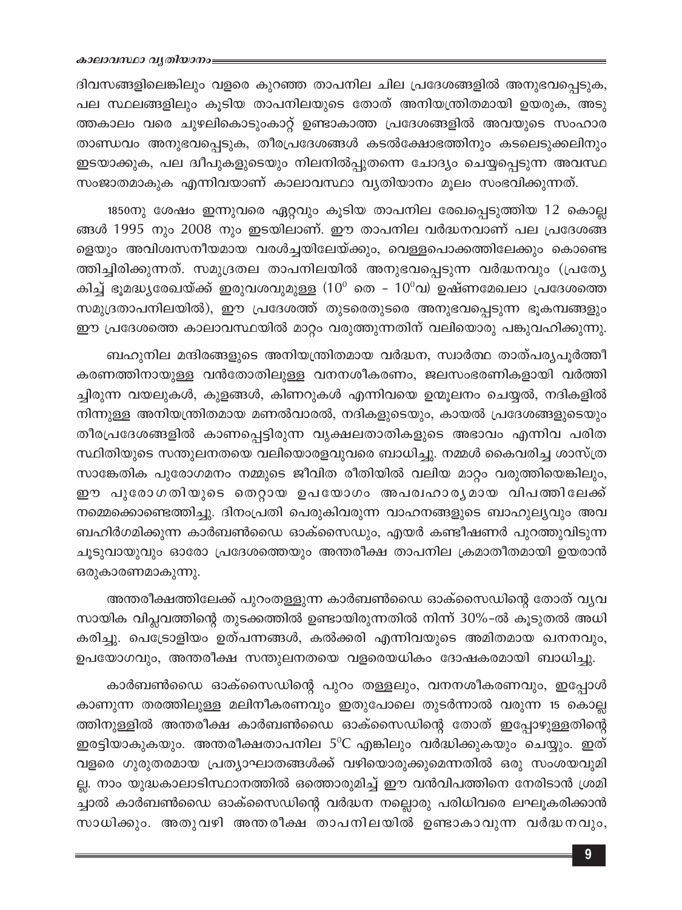ദിവസങ്ങളിലെങ്കിലും വളരെ കുറഞ്ഞ താപനില ചില പ്രദേശങ്ങളിൽ അനുഭവപ്പെടുക, പല സ്ഥലങ്ങളിലും കൂടിയ താപനിലയുടെ തോത് അനിയന്ത്രിതമായി ഉയരുക, അടുത്തകാലം വരെ ചുഴലികൊടുംകാറ്റ് ഉണ്ടാകാത്ത പ്രദേശങ്ങളിൽ അവയുടെ സംഹാര താണ്ഡവം അനുഭവപ്പെടുക, തീരപ്രദേശങ്ങൾ കടൽക്ഷോഭത്തിനും കടലെടുക്കലിനും ഇടയാക്കുക, പല ദ്വീപുകളുടെയും നിലനിൽപ്പുതന്നെ ചോദ്യം ചെയ്യപ്പെടുന്ന അവസ്ഥ സംജാതമാകുക എന്നിവയാണ് കാലാവസ്ഥാ വ്യതിയാനം മൂലം സംഭവിക്കുന്നത്.

1850നു ശേഷം ഇന്നുവരെ ഏറ്റവും കൂടിയ താപനില രേഖപ്പെടുത്തിയ 12 കൊല്ലങ്ങൾ 1995 നും 2008 നും ഇടയിലാണ്. ഈ താപനില വർദ്ധനവാണ് പല പ്രദേശങ്ങളെയും അവിശ്വസനീയമായ വരൾച്ചയിലേയ്ക്കും, വെള്ളപൊക്കത്തിലേക്കും കൊണ്ടെത്തിച്ചിരിക്കുന്നത്. സമുദ്രതല താപനിലയിൽ അനുഭവപ്പെടുന്ന വർദ്ധനവും (പ്രത്യേകിച്ച് ഭൂമദ്ധ്യരേഖയ്ക്ക് ഇരുവശവുമുള്ള ($10^0$ തെ – $10^0$വ) ഉഷ്ണമേഖലാ പ്രദേശത്തെ സമുദ്രതാപനിലയിൽ), ഈ പ്രദേശത്ത് തുടരെതുടരെ അനുഭവപ്പെടുന്ന ഭൂകമ്പങ്ങളും ഈ പ്രദേശത്തെ കാലാവസ്ഥയിൽ മാറ്റം വരുത്തുന്നതിന് വലിയൊരു പങ്കുവഹിക്കുന്നു.

ബഹുനില മന്ദിരങ്ങളുടെ അനിയന്ത്രിതമായ വർദ്ധന, സ്വാർത്ഥ താത്പര്യപൂർത്തീകരണത്തിനായുള്ള വൻതോതിലുള്ള വനനശീകരണം, ജലസംഭരണികളായി വർത്തിച്ചിരുന്ന വയലുകൾ, കുളങ്ങൾ, കിണറുകൾ എന്നിവയെ ഉന്മൂലനം ചെയ്യൽ, നദികളിൽ നിന്നുള്ള അനിയന്ത്രിതമായ മണൽവാരൽ, നദികളുടെയും, കായൽ പ്രദേശങ്ങളുടെയും തീരപ്രദേശങ്ങളിൽ കാണപ്പെട്ടിരുന്ന വൃക്ഷലതാതികളുടെ അഭാവം എന്നിവ പരിതസ്ഥിതിയുടെ സന്തുലനതയെ വലിയൊരളവുവരെ ബാധിച്ചു. നമ്മൾ കൈവരിച്ച ശാസ്ത്ര സാങ്കേതിക പുരോഗമനം നമ്മുടെ ജീവിത രീതിയിൽ വലിയ മാറ്റം വരുത്തിയെങ്കിലും, ഈ പുരോഗതിയുടെ തെറ്റായ ഉപയോഗം അപരിഹാര്യമായ വിപത്തിലേക്ക് നമ്മെക്കൊണ്ടെത്തിച്ചു. ദിനംപ്രതി പെരുകിവരുന്ന വാഹനങ്ങളുടെ ബാഹുല്യവും അവ ബഹിർഗമിക്കുന്ന കാർബൺഡൈ ഓക്സൈഡും, എയർ കണ്ടീഷണർ പുറത്തുവിടുന്ന ചൂടുവായുവും ഓരോ പ്രദേശത്തെയും അന്തരീക്ഷ താപനില ക്രമാതീതമായി ഉയരാൻ ഒരുകാരണമാകുന്നു.

അന്തരീക്ഷത്തിലേക്ക് പുറംതള്ളുന്ന കാർബൺഡൈ ഓക്സൈഡിന്റെ തോത് വ്യവസായിക വിപ്ലവത്തിന്റെ തുടക്കത്തിൽ ഉണ്ടായിരുന്നതിൽ നിന്ന് 30%-ൽ കൂടുതൽ അധികരിച്ചു. പെട്രോളിയം ഉത്പന്നങ്ങൾ, കൽക്കരി എന്നിവയുടെ അമിതമായ ഖനനവും, ഉപയോഗവും, അന്തരീക്ഷ സന്തുലനതയെ വളരെയധികം ദോഷകരമായി ബാധിച്ചു.

കാർബൺഡൈ ഓക്സൈഡിന്റെ പുറം തള്ളലും, വനനശീകരണവും, ഇപ്പോൾ കാണുന്ന തരത്തിലുള്ള മലിനീകരണവും ഇതുപോലെ തുടർന്നാൽ വരുന്ന 15 കൊല്ലത്തിനുള്ളിൽ അന്തരീക്ഷ കാർബൺഡൈ ഓക്സൈഡിന്റെ തോത് ഇപ്പോഴുള്ളതിന്റെ ഇരട്ടിയാകുകയും. അന്തരീക്ഷതാപനില $5^0C$ എങ്കിലും വർദ്ധിക്കുകയും ചെയ്യും. ഇത് വളരെ ഗുരുതരമായ പ്രത്യാഘാതങ്ങൾക്ക് വഴിയൊരുക്കുമെന്നതിൽ ഒരു സംശയവുമില്ല. നാം യുദ്ധകാലാടിസ്ഥാനത്തിൽ ഒത്തൊരുമിച്ച് ഈ വൻവിപത്തിനെ നേരിടാൻ ശ്രമിച്ചാൽ കാർബൺഡൈ ഓക്സൈഡിന്റെ വർദ്ധന നല്ലൊരു പരിധിവരെ ലഘൂകരിക്കാൻ സാധിക്കും. അതുവഴി അന്തരീക്ഷ താപനിലയിൽ ഉണ്ടാകാവുന്ന വർദ്ധനവും,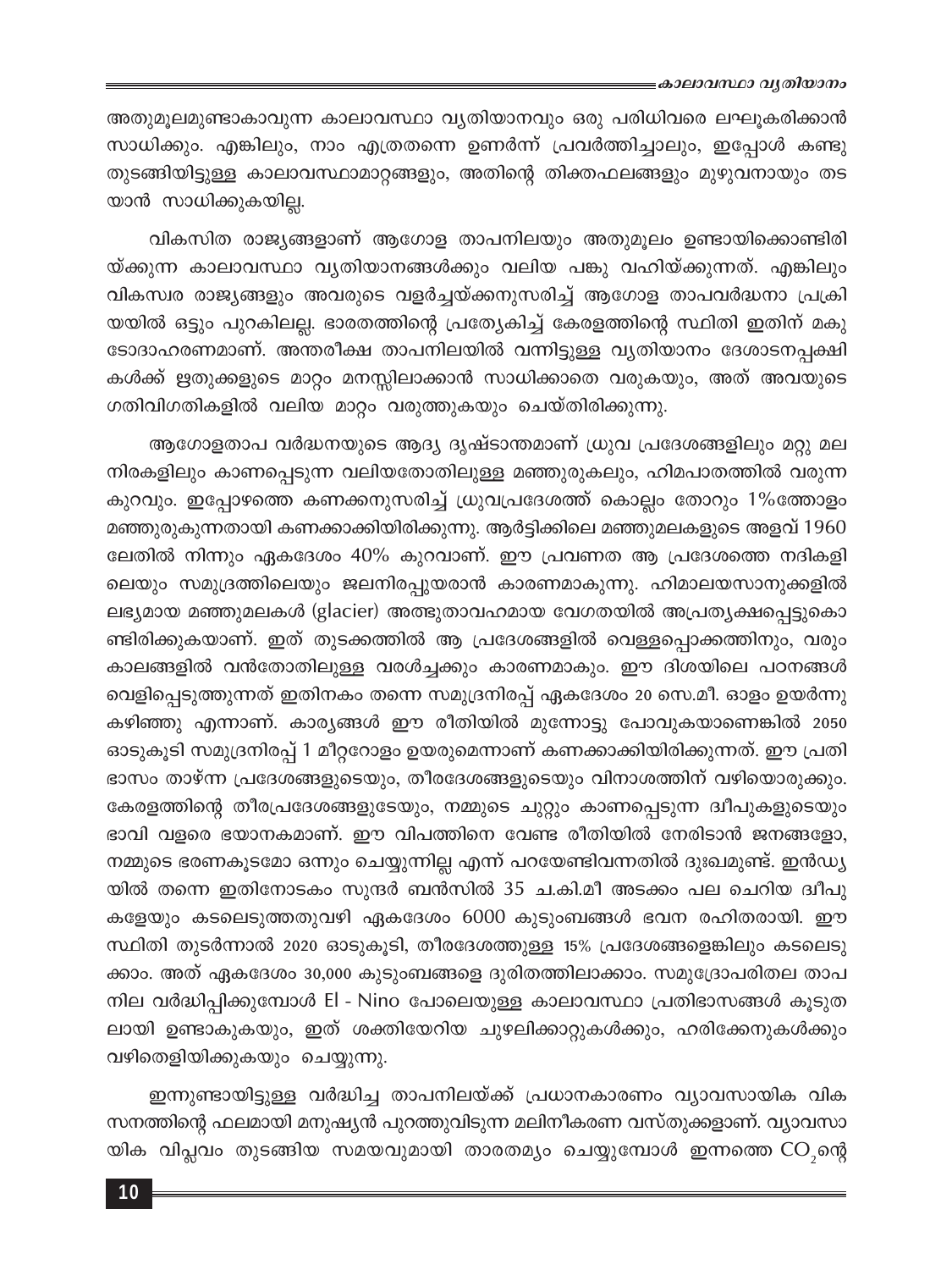അതുമൂലമുണ്ടാകാവുന്ന കാലാവസ്ഥാ വ്യതിയാനവും ഒരു പരിധിവരെ ലഘൂകരിക്കാൻ സാധിക്കും. എങ്കിലും, നാം എത്രതന്നെ ഉണർന്ന് പ്രവർത്തിച്ചാലും, ഇപ്പോൾ കണ്ടു തുടങ്ങിയിട്ടുള്ള കാലാവസ്ഥാമാറ്റങ്ങളും, അതിന്റെ തിക്തഫലങ്ങളും മുഴുവനായും തടയാൻ സാധിക്കുകയില്ല.

വികസിത രാജ്യങ്ങളാണ് ആഗോള താപനിലയും അതുമൂലം ഉണ്ടായിക്കൊണ്ടിരിയ്ക്കുന്ന കാലാവസ്ഥാ വ്യതിയാനങ്ങൾക്കും വലിയ പങ്കു വഹിയ്ക്കുന്നത്. എങ്കിലും വികസ്വര രാജ്യങ്ങളും അവരുടെ വളർച്ചയ്ക്കനുസരിച്ച് ആഗോള താപവർദ്ധനാ പ്രക്രിയയിൽ ഒട്ടും പുറകിലല്ല. ഭാരതത്തിന്റെ പ്രത്യേകിച്ച് കേരളത്തിന്റെ സ്ഥിതി ഇതിന് മകുടോദാഹരണമാണ്. അന്തരീക്ഷ താപനിലയിൽ വന്നിട്ടുള്ള വ്യതിയാനം ദേശാടനപ്പക്ഷികൾക്ക് ഋതുക്കളുടെ മാറ്റം മനസ്സിലാക്കാൻ സാധിക്കാതെ വരുകയും, അത് അവയുടെ ഗതിവിഗതികളിൽ വലിയ മാറ്റം വരുത്തുകയും ചെയ്തിരിക്കുന്നു.

ആഗോളതാപ വർദ്ധനയുടെ ആദ്യ ദൃഷ്ടാന്തമാണ് ധ്രുവ പ്രദേശങ്ങളിലും മറ്റു മലനിരകളിലും കാണപ്പെടുന്ന വലിയതോതിലുള്ള മഞ്ഞുരുകലും, ഹിമപാതത്തിൽ വരുന്ന കുറവും. ഇപ്പോഴത്തെ കണക്കനുസരിച്ച് ധ്രുവപ്രദേശത്ത് കൊല്ലം തോറും 1%ത്തോളം മഞ്ഞുരുകുന്നതായി കണക്കാക്കിയിരിക്കുന്നു. ആർട്ടിക്കിലെ മഞ്ഞുമലകളുടെ അളവ് 1960 ലേതിൽ നിന്നും ഏകദേശം 40% കുറവാണ്. ഈ പ്രവണത ആ പ്രദേശത്തെ നദികളിലെയും സമുദ്രത്തിലെയും ജലനിരപ്പുയരാൻ കാരണമാകുന്നു. ഹിമാലയസാനുക്കളിൽ ലഭ്യമായ മഞ്ഞുമലകൾ (glacier) അത്ഭുതാവഹമായ വേഗതയിൽ അപ്രത്യക്ഷപ്പെട്ടുകൊണ്ടിരിക്കുകയാണ്. ഇത് തുടക്കത്തിൽ ആ പ്രദേശങ്ങളിൽ വെള്ളപ്പൊക്കത്തിനും, വരും കാലങ്ങളിൽ വൻതോതിലുള്ള വരൾച്ചക്കും കാരണമാകും. ഈ ദിശയിലെ പഠനങ്ങൾ വെളിപ്പെടുത്തുന്നത് ഇതിനകം തന്നെ സമുദ്രനിരപ്പ് ഏകദേശം 20 സെ.മീ. ഓളം ഉയർന്നു കഴിഞ്ഞു എന്നാണ്. കാര്യങ്ങൾ ഈ രീതിയിൽ മുന്നോട്ടു പോവുകയാണെങ്കിൽ 2050 ഓടുകൂടി സമുദ്രനിരപ്പ് 1 മീറ്ററോളം ഉയരുമെന്നാണ് കണക്കാക്കിയിരിക്കുന്നത്. ഈ പ്രതിഭാസം താഴ്ന്ന പ്രദേശങ്ങളുടെയും, തീരദേശങ്ങളുടെയും വിനാശത്തിന് വഴിയൊരുക്കും. കേരളത്തിന്റെ തീരപ്രദേശങ്ങളുടേയും, നമ്മുടെ ചുറ്റും കാണപ്പെടുന്ന ദ്വീപുകളുടെയും ഭാവി വളരെ ഭയാനകമാണ്. ഈ വിപത്തിനെ വേണ്ട രീതിയിൽ നേരിടാൻ ജനങ്ങളോ, നമ്മുടെ ഭരണകൂടമോ ഒന്നും ചെയ്യുന്നില്ല എന്ന് പറയേണ്ടിവന്നതിൽ ദുഃഖമുണ്ട്. ഇൻഡ്യയിൽ തന്നെ ഇതിനോടകം സുന്ദർ ബൻസിൽ 35 ച.കി.മീ അടക്കം പല ചെറിയ ദ്വീപുകളേയും കടലെടുത്തതുവഴി ഏകദേശം 6000 കുടുംബങ്ങൾ ഭവന രഹിതരായി. ഈ സ്ഥിതി തുടർന്നാൽ 2020 ഓടുകൂടി, തീരദേശത്തുള്ള 15% പ്രദേശങ്ങളെങ്കിലും കടലെടുക്കാം. അത് ഏകദേശം 30,000 കുടുംബങ്ങളെ ദുരിതത്തിലാക്കാം. സമുദ്രോപരിതല താപനില വർദ്ധിപ്പിക്കുമ്പോൾ El - Nino പോലെയുള്ള കാലാവസ്ഥാ പ്രതിഭാസങ്ങൾ കൂടുതലായി ഉണ്ടാകുകയും, ഇത് ശക്തിയേറിയ ചുഴലിക്കാറ്റുകൾക്കും, ഹരിക്കേനുകൾക്കും വഴിതെളിയിക്കുകയും ചെയ്യുന്നു.

ഇന്നുണ്ടായിട്ടുള്ള വർദ്ധിച്ച താപനിലയ്ക്ക് പ്രധാനകാരണം വ്യാവസായിക വികസനത്തിന്റെ ഫലമായി മനുഷ്യൻ പുറത്തുവിടുന്ന മലിനീകരണ വസ്തുക്കളാണ്. വ്യാവസായിക വിപ്ലവം തുടങ്ങിയ സമയവുമായി താരതമ്യം ചെയ്യുമ്പോൾ ഇന്നത്തെ $CO_2$ന്റെ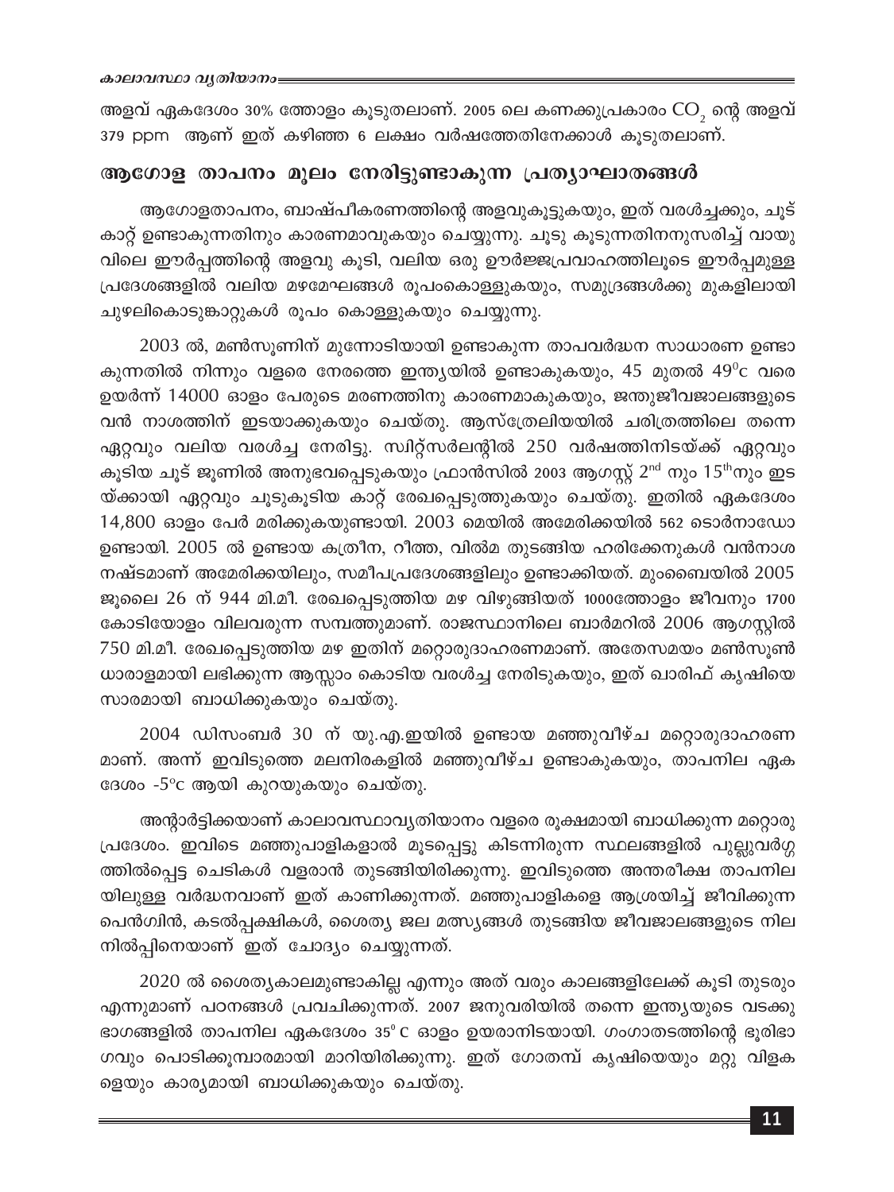അളവ് ഏകദേശം 30% ത്തോളം കൂടുതലാണ്. 2005 ലെ കണക്കുപ്രകാരം $CO_2$ ന്റെ അളവ് 379 ppm ആണ് ഇത് കഴിഞ്ഞ 6 ലക്ഷം വർഷത്തേതിനേക്കാൾ കൂടുതലാണ്.

## ആഗോള താപനം മൂലം നേരിട്ടുണ്ടാകുന്ന പ്രത്യാഘാതങ്ങൾ

ആഗോളതാപനം, ബാഷ്പീകരണത്തിന്റെ അളവുകൂട്ടുകയും, ഇത് വരൾച്ചക്കും, ചൂട് കാറ്റ് ഉണ്ടാകുന്നതിനും കാരണമാവുകയും ചെയ്യുന്നു. ചൂടു കൂടുന്നതിനനുസരിച്ച് വായു വിലെ ഈർപ്പത്തിന്റെ അളവു കൂടി, വലിയ ഒരു ഊർജ്ജപ്രവാഹത്തിലൂടെ ഈർപ്പമുള്ള പ്രദേശങ്ങളിൽ വലിയ മഴമേഘങ്ങൾ രൂപംകൊള്ളുകയും, സമുദ്രങ്ങൾക്കു മുകളിലായി ചുഴലികൊടുങ്കാറ്റുകൾ രൂപം കൊള്ളുകയും ചെയ്യുന്നു.

2003 ൽ, മൺസൂണിന് മുന്നോടിയായി ഉണ്ടാകുന്ന താപവർദ്ധന സാധാരണ ഉണ്ടാകുന്നതിൽ നിന്നും വളരെ നേരത്തെ ഇന്ത്യയിൽ ഉണ്ടാകുകയും, 45 മുതൽ 49°c വരെ ഉയർന്ന് 14000 ഓളം പേരുടെ മരണത്തിനു കാരണമാകുകയും, ജന്തുജീവജാലങ്ങളുടെ വൻ നാശത്തിന് ഇടയാക്കുകയും ചെയ്തു. ആസ്ത്രേലിയയിൽ ചരിത്രത്തിലെ തന്നെ ഏറ്റവും വലിയ വരൾച്ച നേരിട്ടു. സ്വിറ്റ്സർലന്റിൽ 250 വർഷത്തിനിടയ്ക്ക് ഏറ്റവും കൂടിയ ചൂട് ജൂണിൽ അനുഭവപ്പെടുകയും ഫ്രാൻസിൽ 2003 ആഗസ്റ്റ് 2nd നും 15thനും ഇടയ്ക്കായി ഏറ്റവും ചൂടുകൂടിയ കാറ്റ് രേഖപ്പെടുത്തുകയും ചെയ്തു. ഇതിൽ ഏകദേശം 14,800 ഓളം പേർ മരിക്കുകയുണ്ടായി. 2003 മെയിൽ അമേരിക്കയിൽ 562 ടൊർനാഡോ ഉണ്ടായി. 2005 ൽ ഉണ്ടായ കത്രീന, റീത്ത, വിൽമ തുടങ്ങിയ ഹരിക്കേനുകൾ വൻനാശ നഷ്ടമാണ് അമേരിക്കയിലും, സമീപപ്രദേശങ്ങളിലും ഉണ്ടാക്കിയത്. മുംബൈയിൽ 2005 ജൂലൈ 26 ന് 944 മി.മീ. രേഖപ്പെടുത്തിയ മഴ വിഴുങ്ങിയത് 1000ത്തോളം ജീവനും 1700 കോടിയോളം വിലവരുന്ന സമ്പത്തുമാണ്. രാജസ്ഥാനിലെ ബാർമറിൽ 2006 ആഗസ്റ്റിൽ 750 മി.മീ. രേഖപ്പെടുത്തിയ മഴ ഇതിന് മറ്റൊരുദാഹരണമാണ്. അതേസമയം മൺസൂൺ ധാരാളമായി ലഭിക്കുന്ന ആസ്സാം കൊടിയ വരൾച്ച നേരിടുകയും, ഇത് ഖാരിഫ് കൃഷിയെ സാരമായി ബാധിക്കുകയും ചെയ്തു.

2004 ഡിസംബർ 30 ന് യു.എ.ഇയിൽ ഉണ്ടായ മഞ്ഞുവീഴ്ച മറ്റൊരുദാഹരണമാണ്. അന്ന് ഇവിടുത്തെ മലനിരകളിൽ മഞ്ഞുവീഴ്ച ഉണ്ടാകുകയും, താപനില ഏകദേശം -5°c ആയി കുറയുകയും ചെയ്തു.

അന്റാർട്ടിക്കയാണ് കാലാവസ്ഥാവ്യതിയാനം വളരെ രൂക്ഷമായി ബാധിക്കുന്ന മറ്റൊരു പ്രദേശം. ഇവിടെ മഞ്ഞുപാളികളാൽ മൂടപ്പെട്ടു കിടന്നിരുന്ന സ്ഥലങ്ങളിൽ പുല്ലുവർഗ്ഗത്തിൽപ്പെട്ട ചെടികൾ വളരാൻ തുടങ്ങിയിരിക്കുന്നു. ഇവിടുത്തെ അന്തരീക്ഷ താപനിലയിലുള്ള വർദ്ധനവാണ് ഇത് കാണിക്കുന്നത്. മഞ്ഞുപാളികളെ ആശ്രയിച്ച് ജീവിക്കുന്ന പെൻഗ്വിൻ, കടൽപ്പക്ഷികൾ, ശൈത്യ ജല മത്സ്യങ്ങൾ തുടങ്ങിയ ജീവജാലങ്ങളുടെ നിലനിൽപ്പിനെയാണ് ഇത് ചോദ്യം ചെയ്യുന്നത്.

2020 ൽ ശൈത്യകാലമുണ്ടാകില്ല എന്നും അത് വരും കാലങ്ങളിലേക്ക് കൂടി തുടരും എന്നുമാണ് പഠനങ്ങൾ പ്രവചിക്കുന്നത്. 2007 ജനുവരിയിൽ തന്നെ ഇന്ത്യയുടെ വടക്കു ഭാഗങ്ങളിൽ താപനില ഏകദേശം 35° C ഓളം ഉയരാനിടയായി. ഗംഗാതടത്തിന്റെ ഭൂരിഭാഗവും പൊടിക്കൂമ്പാരമായി മാറിയിരിക്കുന്നു. ഇത് ഗോതമ്പ് കൃഷിയെയും മറ്റു വിളകളെയും കാര്യമായി ബാധിക്കുകയും ചെയ്തു.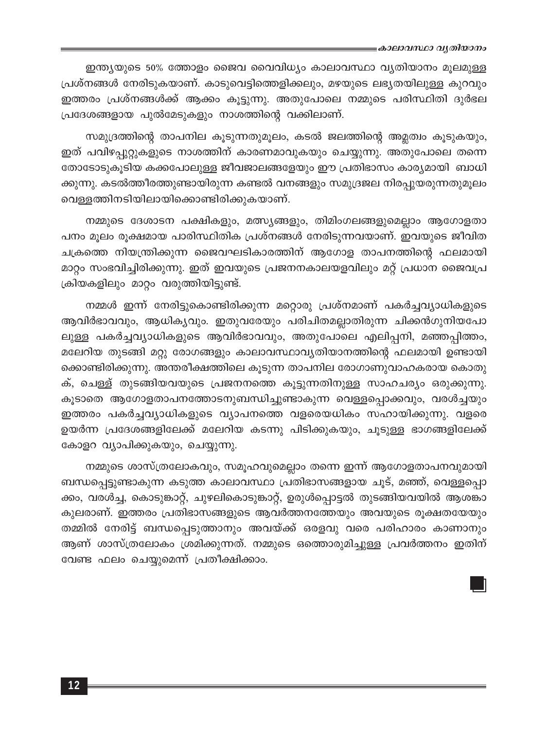ഇന്ത്യയുടെ 50% ത്തോളം ജൈവ വൈവിധ്യം കാലാവസ്ഥാ വ്യതിയാനം മൂലമുള്ള പ്രശ്നങ്ങൾ നേരിടുകയാണ്. കാടുവെട്ടിത്തെളിക്കലും, മഴയുടെ ലഭ്യതയിലുള്ള കുറവും ഇത്തരം പ്രശ്നങ്ങൾക്ക് ആക്കം കൂട്ടുന്നു. അതുപോലെ നമ്മുടെ പരിസ്ഥിതി ദുർഭല പ്രദേശങ്ങളായ പുൽമേടുകളും നാശത്തിന്റെ വക്കിലാണ്.

സമുദ്രത്തിന്റെ താപനില കൂടുന്നതുമൂലം, കടൽ ജലത്തിന്റെ അമ്ലത്വം കൂടുകയും, ഇത് പവിഴപ്പുറ്റുകളുടെ നാശത്തിന് കാരണമാവുകയും ചെയ്യുന്നു. അതുപോലെ തന്നെ തോടോടുകൂടിയ കക്കപോലുള്ള ജീവജാലങ്ങളേയും ഈ പ്രതിഭാസം കാര്യമായി ബാധിക്കുന്നു. കടൽത്തീരത്തുണ്ടായിരുന്ന കണ്ടൽ വനങ്ങളും സമുദ്രജല നിരപ്പുയരുന്നതുമൂലം വെള്ളത്തിനടിയിലായിക്കൊണ്ടിരിക്കുകയാണ്.

നമ്മുടെ ദേശാടന പക്ഷികളും, മത്സ്യങ്ങളും, തിമിംഗലങ്ങളുമെല്ലാം ആഗോളതാപനം മൂലം രൂക്ഷമായ പാരിസ്ഥിതിക പ്രശ്നങ്ങൾ നേരിടുന്നവയാണ്. ഇവയുടെ ജീവിത ചക്രത്തെ നിയന്ത്രിക്കുന്ന ജൈവഘടികാരത്തിന് ആഗോള താപനത്തിന്റെ ഫലമായി മാറ്റം സംഭവിച്ചിരിക്കുന്നു. ഇത് ഇവയുടെ പ്രജനനകാലയളവിലും മറ്റ് പ്രധാന ജൈവപ്രക്രിയകളിലും മാറ്റം വരുത്തിയിട്ടുണ്ട്.

നമ്മൾ ഇന്ന് നേരിട്ടുകൊണ്ടിരിക്കുന്ന മറ്റൊരു പ്രശ്നമാണ് പകർച്ചവ്യാധികളുടെ ആവിർഭാവവും, ആധിക്യവും. ഇതുവരേയും പരിചിതമല്ലാതിരുന്ന ചിക്കൻഗുനിയപോലുള്ള പകർച്ചവ്യാധികളുടെ ആവിർഭാവവും, അതുപോലെ എലിപ്പനി, മഞ്ഞപ്പിത്തം, മലേറിയ തുടങ്ങി മറ്റു രോഗങ്ങളും കാലാവസ്ഥാവ്യതിയാനത്തിന്റെ ഫലമായി ഉണ്ടായിക്കൊണ്ടിരിക്കുന്നു. അന്തരീക്ഷത്തിലെ കൂടുന്ന താപനില രോഗാണുവാഹകരായ കൊതുക്, ചെള്ള് തുടങ്ങിയവയുടെ പ്രജനനത്തെ കൂട്ടുന്നതിനുള്ള സാഹചര്യം ഒരുക്കുന്നു. കൂടാതെ ആഗോളതാപനത്തോടനുബന്ധിച്ചുണ്ടാകുന്ന വെള്ളപ്പൊക്കവും, വരൾച്ചയും ഇത്തരം പകർച്ചവ്യാധികളുടെ വ്യാപനത്തെ വളരെയധികം സഹായിക്കുന്നു. വളരെ ഉയർന്ന പ്രദേശങ്ങളിലേക്ക് മലേറിയ കടന്നു പിടിക്കുകയും, ചൂടുള്ള ഭാഗങ്ങളിലേക്ക് കോളറ വ്യാപിക്കുകയും, ചെയ്യുന്നു.

നമ്മുടെ ശാസ്ത്രലോകവും, സമൂഹവുമെല്ലാം തന്നെ ഇന്ന് ആഗോളതാപനവുമായി ബന്ധപ്പെട്ടുണ്ടാകുന്ന കടുത്ത കാലാവസ്ഥാ പ്രതിഭാസങ്ങളായ ചൂട്, മഞ്ഞ്, വെള്ളപ്പൊക്കം, വരൾച്ച, കൊടുങ്കാറ്റ്, ചുഴലികൊടുങ്കാറ്റ്, ഉരുൾപ്പൊട്ടൽ തുടങ്ങിയവയിൽ ആശങ്കാകുലരാണ്. ഇത്തരം പ്രതിഭാസങ്ങളുടെ ആവർത്തനത്തേയും അവയുടെ രൂക്ഷതയേയും തമ്മിൽ നേരിട്ട് ബന്ധപ്പെടുത്താനും അവയ്ക്ക് ഒരളവു വരെ പരിഹാരം കാണാനും ആണ് ശാസ്ത്രലോകം ശ്രമിക്കുന്നത്. നമ്മുടെ ഒത്തൊരുമിച്ചുള്ള പ്രവർത്തനം ഇതിന് വേണ്ട ഫലം ചെയ്യുമെന്ന് പ്രതീക്ഷിക്കാം.